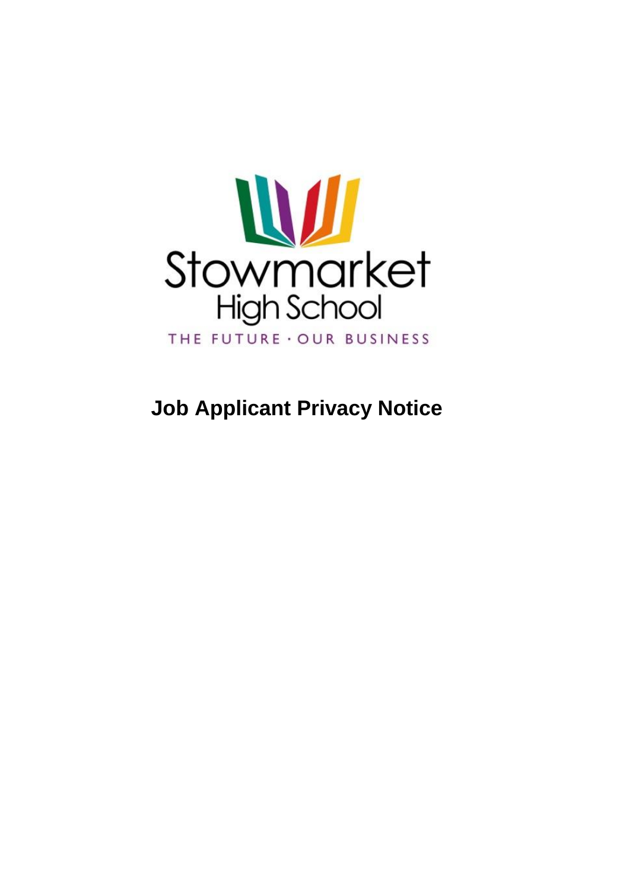Stowmarket

High School

THE FUTURE · OUR BUSINESS

# Job Applicant Privacy Notice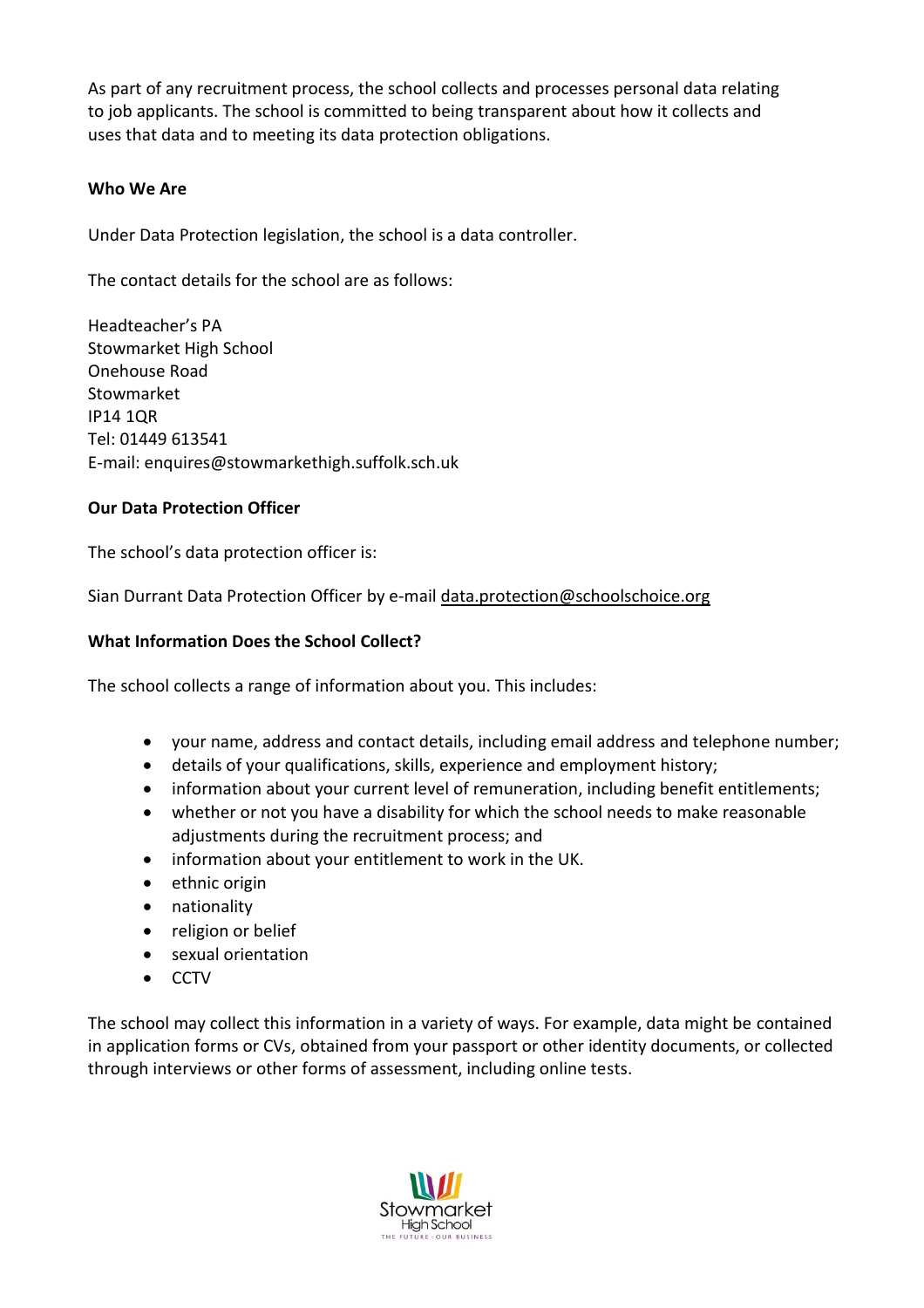As part of any recruitment process, the school collects and processes personal data relating to job applicants. The school is committed to being transparent about how it collects and uses that data and to meeting its data protection obligations.

**Who We Are**

Under Data Protection legislation, the school is a data controller.

The contact details for the school are as follows:

Headteacher's PA
Stowmarket High School
Onehouse Road
Stowmarket
IP14 1QR
Tel: 01449 613541
E-mail: enquires@stowmarkethigh.suffolk.sch.uk

**Our Data Protection Officer**

The school's data protection officer is:

Sian Durrant Data Protection Officer by e-mail data.protection@schoolschoice.org

**What Information Does the School Collect?**

The school collects a range of information about you. This includes:

- your name, address and contact details, including email address and telephone number;
- details of your qualifications, skills, experience and employment history;
- information about your current level of remuneration, including benefit entitlements;
- whether or not you have a disability for which the school needs to make reasonable adjustments during the recruitment process; and
- information about your entitlement to work in the UK.
- ethnic origin
- nationality
- religion or belief
- sexual orientation
- CCTV

The school may collect this information in a variety of ways. For example, data might be contained in application forms or CVs, obtained from your passport or other identity documents, or collected through interviews or other forms of assessment, including online tests.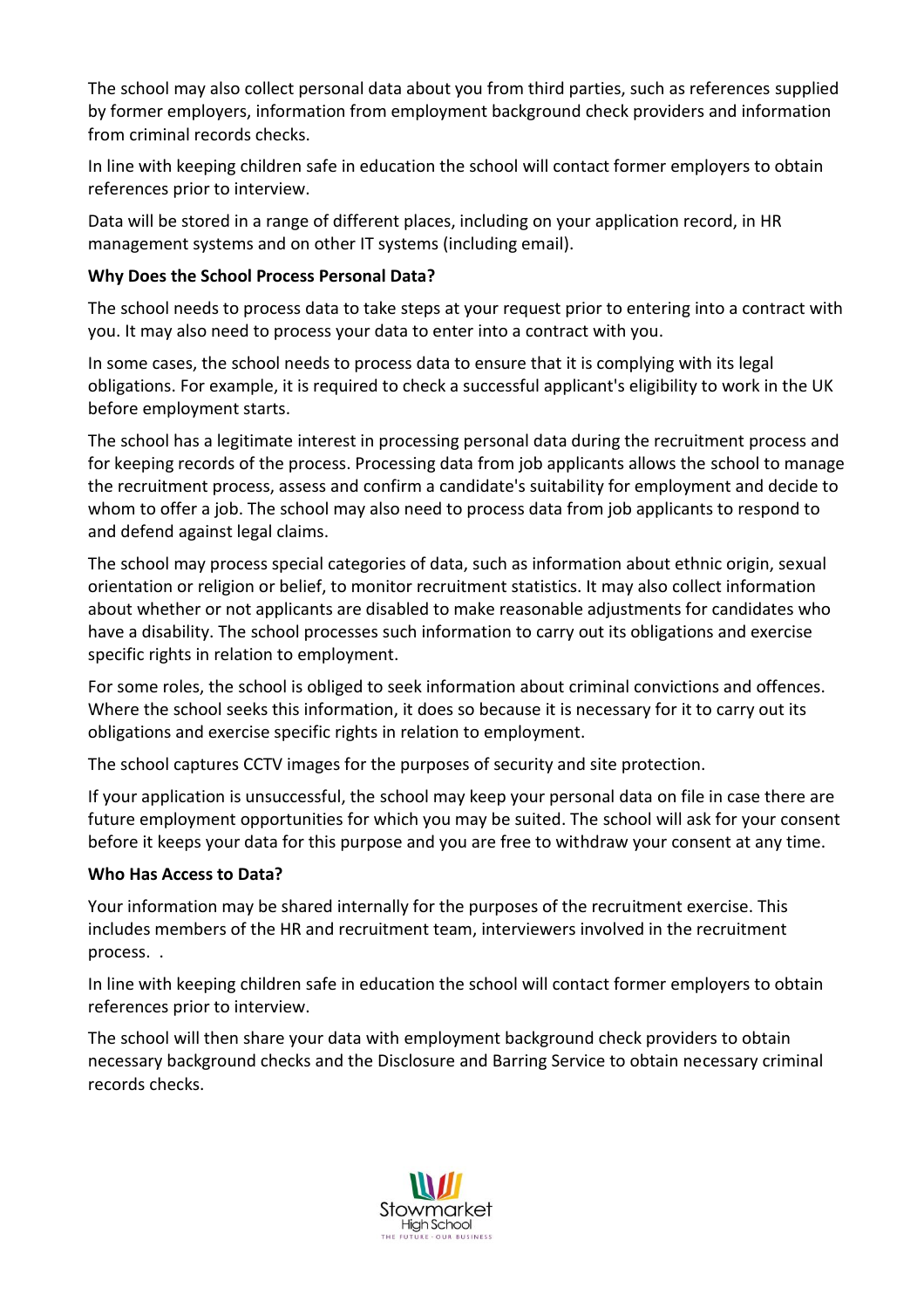The school may also collect personal data about you from third parties, such as references supplied by former employers, information from employment background check providers and information from criminal records checks.

In line with keeping children safe in education the school will contact former employers to obtain references prior to interview.

Data will be stored in a range of different places, including on your application record, in HR management systems and on other IT systems (including email).

**Why Does the School Process Personal Data?**

The school needs to process data to take steps at your request prior to entering into a contract with you. It may also need to process your data to enter into a contract with you.

In some cases, the school needs to process data to ensure that it is complying with its legal obligations. For example, it is required to check a successful applicant's eligibility to work in the UK before employment starts.

The school has a legitimate interest in processing personal data during the recruitment process and for keeping records of the process. Processing data from job applicants allows the school to manage the recruitment process, assess and confirm a candidate's suitability for employment and decide to whom to offer a job. The school may also need to process data from job applicants to respond to and defend against legal claims.

The school may process special categories of data, such as information about ethnic origin, sexual orientation or religion or belief, to monitor recruitment statistics. It may also collect information about whether or not applicants are disabled to make reasonable adjustments for candidates who have a disability. The school processes such information to carry out its obligations and exercise specific rights in relation to employment.

For some roles, the school is obliged to seek information about criminal convictions and offences. Where the school seeks this information, it does so because it is necessary for it to carry out its obligations and exercise specific rights in relation to employment.

The school captures CCTV images for the purposes of security and site protection.

If your application is unsuccessful, the school may keep your personal data on file in case there are future employment opportunities for which you may be suited. The school will ask for your consent before it keeps your data for this purpose and you are free to withdraw your consent at any time.

**Who Has Access to Data?**

Your information may be shared internally for the purposes of the recruitment exercise. This includes members of the HR and recruitment team, interviewers involved in the recruitment process. .

In line with keeping children safe in education the school will contact former employers to obtain references prior to interview.

The school will then share your data with employment background check providers to obtain necessary background checks and the Disclosure and Barring Service to obtain necessary criminal records checks.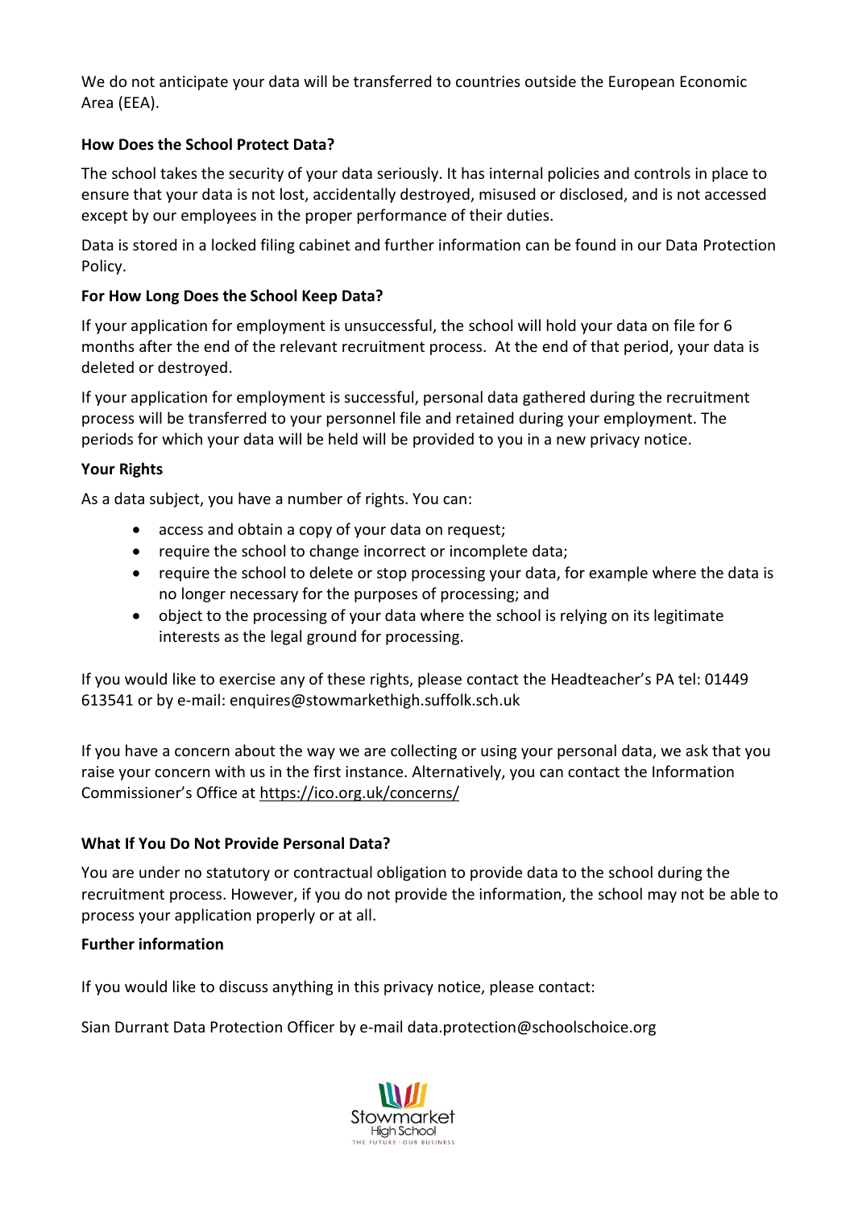We do not anticipate your data will be transferred to countries outside the European Economic Area (EEA).

**How Does the School Protect Data?**

The school takes the security of your data seriously. It has internal policies and controls in place to ensure that your data is not lost, accidentally destroyed, misused or disclosed, and is not accessed except by our employees in the proper performance of their duties.

Data is stored in a locked filing cabinet and further information can be found in our Data Protection Policy.

**For How Long Does the School Keep Data?**

If your application for employment is unsuccessful, the school will hold your data on file for 6 months after the end of the relevant recruitment process. At the end of that period, your data is deleted or destroyed.

If your application for employment is successful, personal data gathered during the recruitment process will be transferred to your personnel file and retained during your employment. The periods for which your data will be held will be provided to you in a new privacy notice.

**Your Rights**

As a data subject, you have a number of rights. You can:

- access and obtain a copy of your data on request;
- require the school to change incorrect or incomplete data;
- require the school to delete or stop processing your data, for example where the data is no longer necessary for the purposes of processing; and
- object to the processing of your data where the school is relying on its legitimate interests as the legal ground for processing.

If you would like to exercise any of these rights, please contact the Headteacher's PA tel: 01449 613541 or by e-mail: enquires@stowmarkethigh.suffolk.sch.uk

If you have a concern about the way we are collecting or using your personal data, we ask that you raise your concern with us in the first instance. Alternatively, you can contact the Information Commissioner's Office at https://ico.org.uk/concerns/

**What If You Do Not Provide Personal Data?**

You are under no statutory or contractual obligation to provide data to the school during the recruitment process. However, if you do not provide the information, the school may not be able to process your application properly or at all.

**Further information**

If you would like to discuss anything in this privacy notice, please contact:

Sian Durrant Data Protection Officer by e-mail data.protection@schoolschoice.org

Stowmarket High School
THE FUTURE · OUR BUSINESS